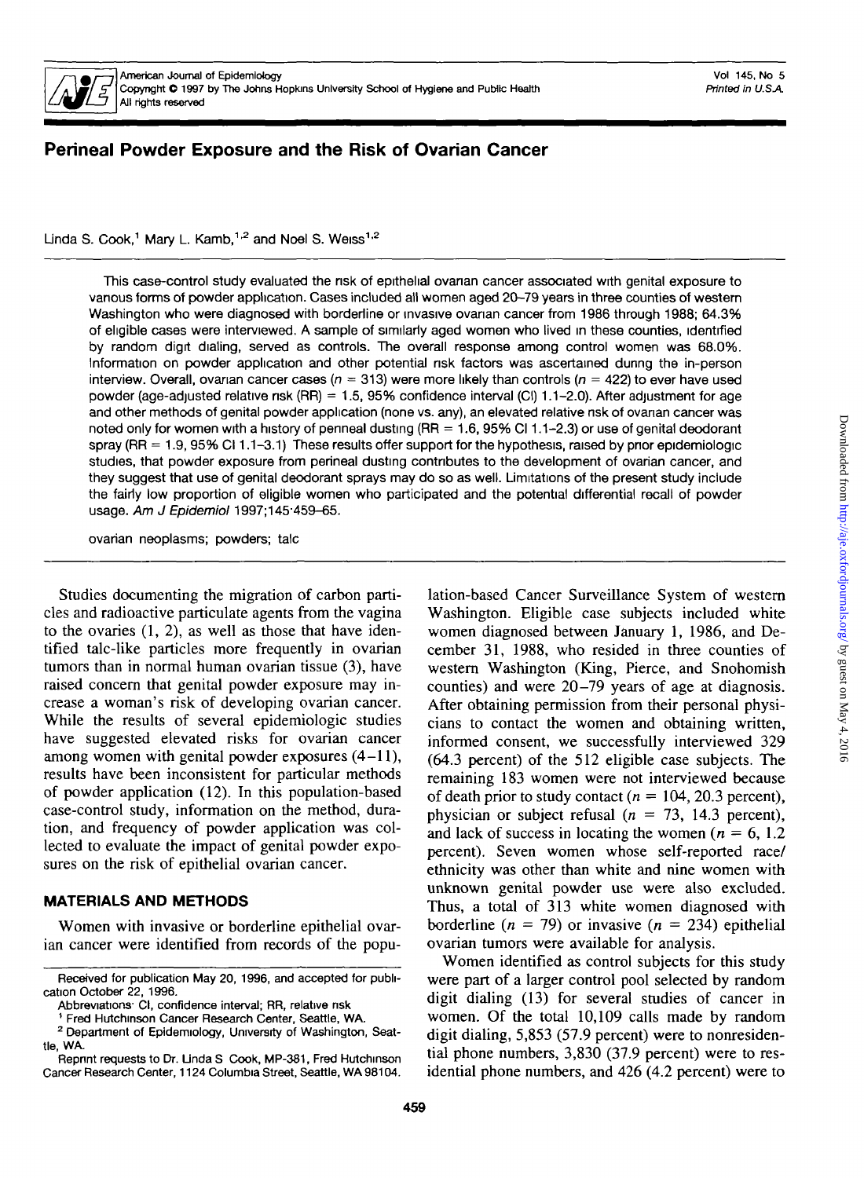# Perineal Powder Exposure and the Risk of Ovarian Cancer

Linda S. Cook,[1] Mary L. Kamb,[1,2] and Noel S. Weiss[1,2]

This case-control study evaluated the risk of epithelial ovarian cancer associated with genital exposure to various forms of powder application. Cases included all women aged 20–79 years in three counties of western Washington who were diagnosed with borderline or invasive ovarian cancer from 1986 through 1988; 64.3% of eligible cases were interviewed. A sample of similarly aged women who lived in these counties, identified by random digit dialing, served as controls. The overall response among control women was 68.0%. Information on powder application and other potential risk factors was ascertained during the in-person interview. Overall, ovarian cancer cases ($n$ = 313) were more likely than controls ($n$ = 422) to ever have used powder (age-adjusted relative risk (RR) = 1.5, 95% confidence interval (CI) 1.1–2.0). After adjustment for age and other methods of genital powder application (none vs. any), an elevated relative risk of ovarian cancer was noted only for women with a history of perineal dusting (RR = 1.6, 95% CI 1.1–2.3) or use of genital deodorant spray (RR = 1.9, 95% CI 1.1–3.1). These results offer support for the hypothesis, raised by prior epidemiologic studies, that powder exposure from perineal dusting contributes to the development of ovarian cancer, and they suggest that use of genital deodorant sprays may do so as well. Limitations of the present study include the fairly low proportion of eligible women who participated and the potential differential recall of powder usage. *Am J Epidemiol* 1997;145:459–65.

ovarian neoplasms; powders; talc

Studies documenting the migration of carbon particles and radioactive particulate agents from the vagina to the ovaries (1, 2), as well as those that have identified talc-like particles more frequently in ovarian tumors than in normal human ovarian tissue (3), have raised concern that genital powder exposure may increase a woman's risk of developing ovarian cancer. While the results of several epidemiologic studies have suggested elevated risks for ovarian cancer among women with genital powder exposures (4–11), results have been inconsistent for particular methods of powder application (12). In this population-based case-control study, information on the method, duration, and frequency of powder application was collected to evaluate the impact of genital powder exposures on the risk of epithelial ovarian cancer.

## MATERIALS AND METHODS

Women with invasive or borderline epithelial ovarian cancer were identified from records of the population-based Cancer Surveillance System of western Washington. Eligible case subjects included white women diagnosed between January 1, 1986, and December 31, 1988, who resided in three counties of western Washington (King, Pierce, and Snohomish counties) and were 20–79 years of age at diagnosis. After obtaining permission from their personal physicians to contact the women and obtaining written, informed consent, we successfully interviewed 329 (64.3 percent) of the 512 eligible case subjects. The remaining 183 women were not interviewed because of death prior to study contact ($n$ = 104, 20.3 percent), physician or subject refusal ($n$ = 73, 14.3 percent), and lack of success in locating the women ($n$ = 6, 1.2 percent). Seven women whose self-reported race/ethnicity was other than white and nine women with unknown genital powder use were also excluded. Thus, a total of 313 white women diagnosed with borderline ($n$ = 79) or invasive ($n$ = 234) epithelial ovarian tumors were available for analysis.

Women identified as control subjects for this study were part of a larger control pool selected by random digit dialing (13) for several studies of cancer in women. Of the total 10,109 calls made by random digit dialing, 5,853 (57.9 percent) were to nonresidential phone numbers, 3,830 (37.9 percent) were to residential phone numbers, and 426 (4.2 percent) were to

Received for publication May 20, 1996, and accepted for publication October 22, 1996.

Abbreviations: CI, confidence interval; RR, relative risk

[1] Fred Hutchinson Cancer Research Center, Seattle, WA.

[2] Department of Epidemiology, University of Washington, Seattle, WA.

Reprint requests to Dr. Linda S Cook, MP-381, Fred Hutchinson Cancer Research Center, 1124 Columbia Street, Seattle, WA 98104.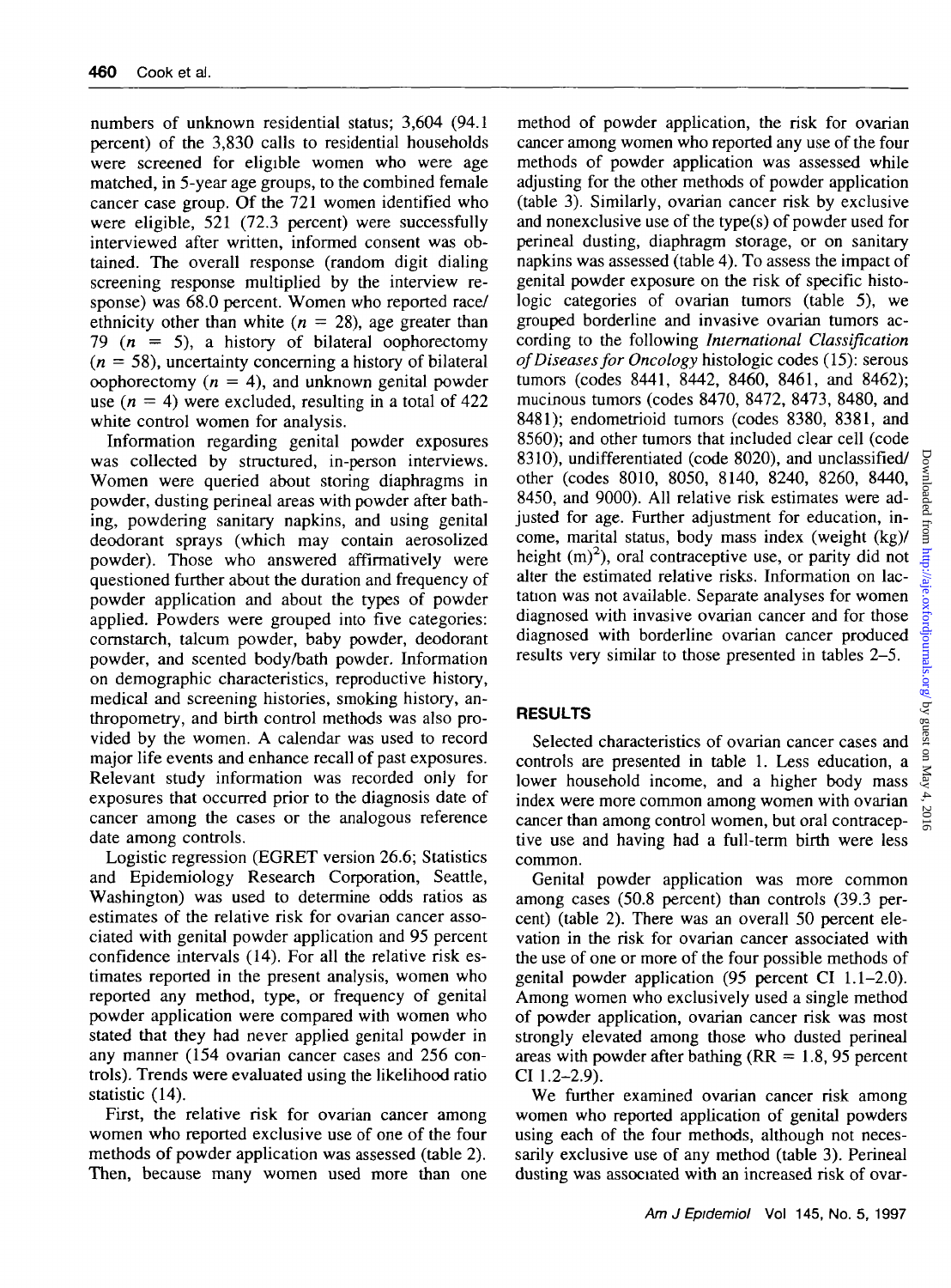numbers of unknown residential status; 3,604 (94.1 percent) of the 3,830 calls to residential households were screened for eligible women who were age matched, in 5-year age groups, to the combined female cancer case group. Of the 721 women identified who were eligible, 521 (72.3 percent) were successfully interviewed after written, informed consent was obtained. The overall response (random digit dialing screening response multiplied by the interview response) was 68.0 percent. Women who reported race/ethnicity other than white ($n = 28$), age greater than 79 ($n = 5$), a history of bilateral oophorectomy ($n = 58$), uncertainty concerning a history of bilateral oophorectomy ($n = 4$), and unknown genital powder use ($n = 4$) were excluded, resulting in a total of 422 white control women for analysis.

Information regarding genital powder exposures was collected by structured, in-person interviews. Women were queried about storing diaphragms in powder, dusting perineal areas with powder after bathing, powdering sanitary napkins, and using genital deodorant sprays (which may contain aerosolized powder). Those who answered affirmatively were questioned further about the duration and frequency of powder application and about the types of powder applied. Powders were grouped into five categories: cornstarch, talcum powder, baby powder, deodorant powder, and scented body/bath powder. Information on demographic characteristics, reproductive history, medical and screening histories, smoking history, anthropometry, and birth control methods was also provided by the women. A calendar was used to record major life events and enhance recall of past exposures. Relevant study information was recorded only for exposures that occurred prior to the diagnosis date of cancer among the cases or the analogous reference date among controls.

Logistic regression (EGRET version 26.6; Statistics and Epidemiology Research Corporation, Seattle, Washington) was used to determine odds ratios as estimates of the relative risk for ovarian cancer associated with genital powder application and 95 percent confidence intervals (14). For all the relative risk estimates reported in the present analysis, women who reported any method, type, or frequency of genital powder application were compared with women who stated that they had never applied genital powder in any manner (154 ovarian cancer cases and 256 controls). Trends were evaluated using the likelihood ratio statistic (14).

First, the relative risk for ovarian cancer among women who reported exclusive use of one of the four methods of powder application was assessed (table 2). Then, because many women used more than one method of powder application, the risk for ovarian cancer among women who reported any use of the four methods of powder application was assessed while adjusting for the other methods of powder application (table 3). Similarly, ovarian cancer risk by exclusive and nonexclusive use of the type(s) of powder used for perineal dusting, diaphragm storage, or on sanitary napkins was assessed (table 4). To assess the impact of genital powder exposure on the risk of specific histologic categories of ovarian tumors (table 5), we grouped borderline and invasive ovarian tumors according to the following *International Classification of Diseases for Oncology* histologic codes (15): serous tumors (codes 8441, 8442, 8460, 8461, and 8462); mucinous tumors (codes 8470, 8472, 8473, 8480, and 8481); endometrioid tumors (codes 8380, 8381, and 8560); and other tumors that included clear cell (code 8310), undifferentiated (code 8020), and unclassified/other (codes 8010, 8050, 8140, 8240, 8260, 8440, 8450, and 9000). All relative risk estimates were adjusted for age. Further adjustment for education, income, marital status, body mass index (weight (kg)/height $(\text{m})^2$), oral contraceptive use, or parity did not alter the estimated relative risks. Information on lactation was not available. Separate analyses for women diagnosed with invasive ovarian cancer and for those diagnosed with borderline ovarian cancer produced results very similar to those presented in tables 2–5.

## RESULTS

Selected characteristics of ovarian cancer cases and controls are presented in table 1. Less education, a lower household income, and a higher body mass index were more common among women with ovarian cancer than among control women, but oral contraceptive use and having had a full-term birth were less common.

Genital powder application was more common among cases (50.8 percent) than controls (39.3 percent) (table 2). There was an overall 50 percent elevation in the risk for ovarian cancer associated with the use of one or more of the four possible methods of genital powder application (95 percent CI 1.1–2.0). Among women who exclusively used a single method of powder application, ovarian cancer risk was most strongly elevated among those who dusted perineal areas with powder after bathing (RR = 1.8, 95 percent CI 1.2–2.9).

We further examined ovarian cancer risk among women who reported application of genital powders using each of the four methods, although not necessarily exclusive use of any method (table 3). Perineal dusting was associated with an increased risk of ovar-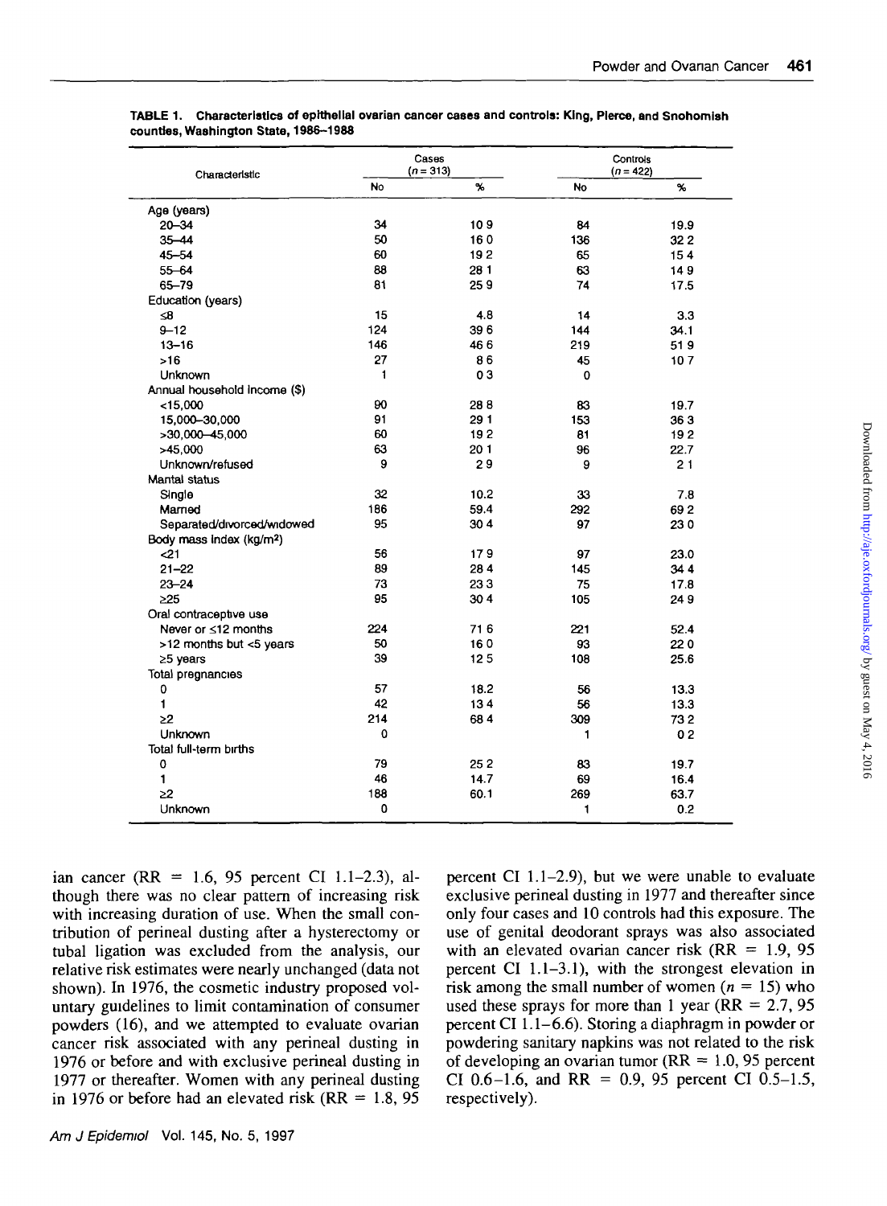**TABLE 1. Characteristics of epithelial ovarian cancer cases and controls: King, Pierce, and Snohomish counties, Washington State, 1986–1988**

| Characteristic | Cases (n = 313) | | Controls (n = 422) | |
|---|---|---|---|---|
| | No | % | No | % |
| Age (years) | | | | |
| 20–34 | 34 | 10.9 | 84 | 19.9 |
| 35–44 | 50 | 16.0 | 136 | 32.2 |
| 45–54 | 60 | 19.2 | 65 | 15.4 |
| 55–64 | 88 | 28.1 | 63 | 14.9 |
| 65–79 | 81 | 25.9 | 74 | 17.5 |
| Education (years) | | | | |
| ≤8 | 15 | 4.8 | 14 | 3.3 |
| 9–12 | 124 | 39.6 | 144 | 34.1 |
| 13–16 | 146 | 46.6 | 219 | 51.9 |
| >16 | 27 | 8.6 | 45 | 10.7 |
| Unknown | 1 | 0.3 | 0 | |
| Annual household income ($) | | | | |
| <15,000 | 90 | 28.8 | 83 | 19.7 |
| 15,000–30,000 | 91 | 29.1 | 153 | 36.3 |
| >30,000–45,000 | 60 | 19.2 | 81 | 19.2 |
| >45,000 | 63 | 20.1 | 96 | 22.7 |
| Unknown/refused | 9 | 2.9 | 9 | 2.1 |
| Marital status | | | | |
| Single | 32 | 10.2 | 33 | 7.8 |
| Married | 186 | 59.4 | 292 | 69.2 |
| Separated/divorced/widowed | 95 | 30.4 | 97 | 23.0 |
| Body mass index (kg/m²) | | | | |
| <21 | 56 | 17.9 | 97 | 23.0 |
| 21–22 | 89 | 28.4 | 145 | 34.4 |
| 23–24 | 73 | 23.3 | 75 | 17.8 |
| ≥25 | 95 | 30.4 | 105 | 24.9 |
| Oral contraceptive use | | | | |
| Never or ≤12 months | 224 | 71.6 | 221 | 52.4 |
| >12 months but <5 years | 50 | 16.0 | 93 | 22.0 |
| ≥5 years | 39 | 12.5 | 108 | 25.6 |
| Total pregnancies | | | | |
| 0 | 57 | 18.2 | 56 | 13.3 |
| 1 | 42 | 13.4 | 56 | 13.3 |
| ≥2 | 214 | 68.4 | 309 | 73.2 |
| Unknown | 0 | | 1 | 0.2 |
| Total full-term births | | | | |
| 0 | 79 | 25.2 | 83 | 19.7 |
| 1 | 46 | 14.7 | 69 | 16.4 |
| ≥2 | 188 | 60.1 | 269 | 63.7 |
| Unknown | 0 | | 1 | 0.2 |

ian cancer (RR = 1.6, 95 percent CI 1.1–2.3), although there was no clear pattern of increasing risk with increasing duration of use. When the small contribution of perineal dusting after a hysterectomy or tubal ligation was excluded from the analysis, our relative risk estimates were nearly unchanged (data not shown). In 1976, the cosmetic industry proposed voluntary guidelines to limit contamination of consumer powders (16), and we attempted to evaluate ovarian cancer risk associated with any perineal dusting in 1976 or before and with exclusive perineal dusting in 1977 or thereafter. Women with any perineal dusting in 1976 or before had an elevated risk (RR = 1.8, 95 percent CI 1.1–2.9), but we were unable to evaluate exclusive perineal dusting in 1977 and thereafter since only four cases and 10 controls had this exposure. The use of genital deodorant sprays was also associated with an elevated ovarian cancer risk (RR = 1.9, 95 percent CI 1.1–3.1), with the strongest elevation in risk among the small number of women ($n$ = 15) who used these sprays for more than 1 year (RR = 2.7, 95 percent CI 1.1–6.6). Storing a diaphragm in powder or powdering sanitary napkins was not related to the risk of developing an ovarian tumor (RR = 1.0, 95 percent CI 0.6–1.6, and RR = 0.9, 95 percent CI 0.5–1.5, respectively).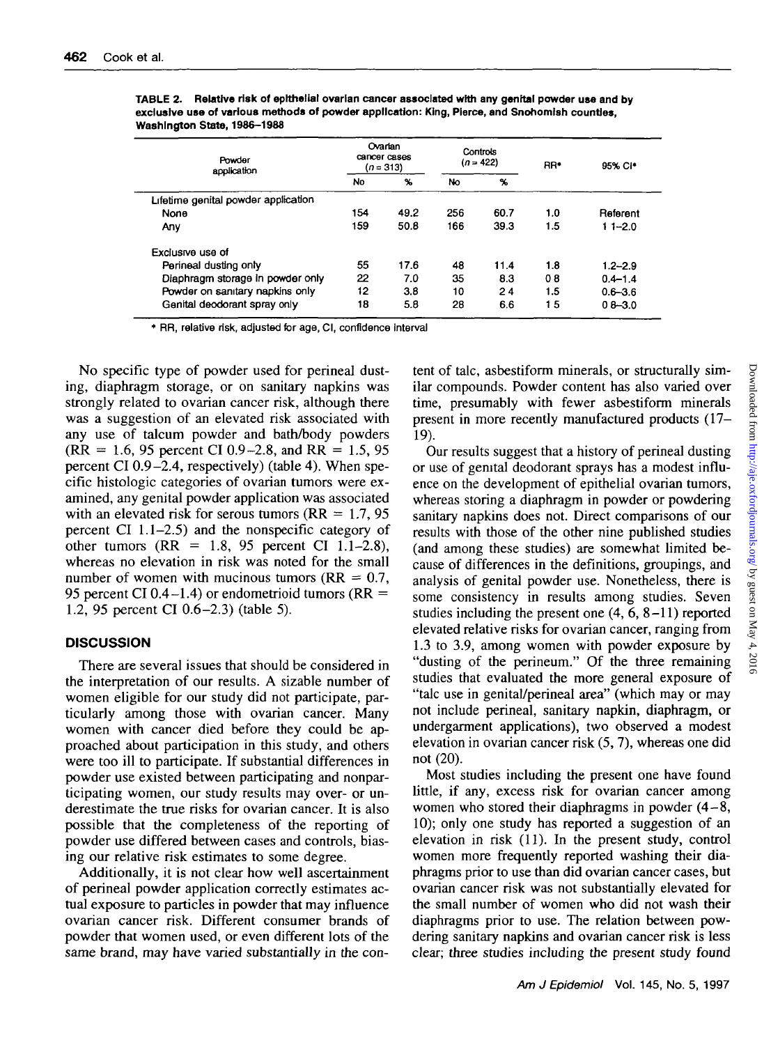**TABLE 2. Relative risk of epithelial ovarian cancer associated with any genital powder use and by exclusive use of various methods of powder application: King, Pierce, and Snohomish counties, Washington State, 1986–1988**

| Powder application | Ovarian cancer cases (n = 313) | | Controls (n = 422) | | RR* | 95% CI* |
|---|---|---|---|---|---|---|
| | No | % | No | % | | |
| Lifetime genital powder application | | | | | | |
| None | 154 | 49.2 | 256 | 60.7 | 1.0 | Referent |
| Any | 159 | 50.8 | 166 | 39.3 | 1.5 | 1.1–2.0 |
| Exclusive use of | | | | | | |
| Perineal dusting only | 55 | 17.6 | 48 | 11.4 | 1.8 | 1.2–2.9 |
| Diaphragm storage in powder only | 22 | 7.0 | 35 | 8.3 | 0.8 | 0.4–1.4 |
| Powder on sanitary napkins only | 12 | 3.8 | 10 | 2.4 | 1.5 | 0.6–3.6 |
| Genital deodorant spray only | 18 | 5.8 | 28 | 6.6 | 1.5 | 0.8–3.0 |

* RR, relative risk, adjusted for age, CI, confidence interval

No specific type of powder used for perineal dusting, diaphragm storage, or on sanitary napkins was strongly related to ovarian cancer risk, although there was a suggestion of an elevated risk associated with any use of talcum powder and bath/body powders (RR = 1.6, 95 percent CI 0.9–2.8, and RR = 1.5, 95 percent CI 0.9–2.4, respectively) (table 4). When specific histologic categories of ovarian tumors were examined, any genital powder application was associated with an elevated risk for serous tumors (RR = 1.7, 95 percent CI 1.1–2.5) and the nonspecific category of other tumors (RR = 1.8, 95 percent CI 1.1–2.8), whereas no elevation in risk was noted for the small number of women with mucinous tumors (RR = 0.7, 95 percent CI 0.4–1.4) or endometrioid tumors (RR = 1.2, 95 percent CI 0.6–2.3) (table 5).

## DISCUSSION

There are several issues that should be considered in the interpretation of our results. A sizable number of women eligible for our study did not participate, particularly among those with ovarian cancer. Many women with cancer died before they could be approached about participation in this study, and others were too ill to participate. If substantial differences in powder use existed between participating and nonparticipating women, our study results may over- or underestimate the true risks for ovarian cancer. It is also possible that the completeness of the reporting of powder use differed between cases and controls, biasing our relative risk estimates to some degree.

Additionally, it is not clear how well ascertainment of perineal powder application correctly estimates actual exposure to particles in powder that may influence ovarian cancer risk. Different consumer brands of powder that women used, or even different lots of the same brand, may have varied substantially in the content of talc, asbestiform minerals, or structurally similar compounds. Powder content has also varied over time, presumably with fewer asbestiform minerals present in more recently manufactured products (17–19).

Our results suggest that a history of perineal dusting or use of genital deodorant sprays has a modest influence on the development of epithelial ovarian tumors, whereas storing a diaphragm in powder or powdering sanitary napkins does not. Direct comparisons of our results with those of the other nine published studies (and among these studies) are somewhat limited because of differences in the definitions, groupings, and analysis of genital powder use. Nonetheless, there is some consistency in results among studies. Seven studies including the present one (4, 6, 8–11) reported elevated relative risks for ovarian cancer, ranging from 1.3 to 3.9, among women with powder exposure by "dusting of the perineum." Of the three remaining studies that evaluated the more general exposure of "talc use in genital/perineal area" (which may or may not include perineal, sanitary napkin, diaphragm, or undergarment applications), two observed a modest elevation in ovarian cancer risk (5, 7), whereas one did not (20).

Most studies including the present one have found little, if any, excess risk for ovarian cancer among women who stored their diaphragms in powder (4–8, 10); only one study has reported a suggestion of an elevation in risk (11). In the present study, control women more frequently reported washing their diaphragms prior to use than did ovarian cancer cases, but ovarian cancer risk was not substantially elevated for the small number of women who did not wash their diaphragms prior to use. The relation between powdering sanitary napkins and ovarian cancer risk is less clear; three studies including the present study found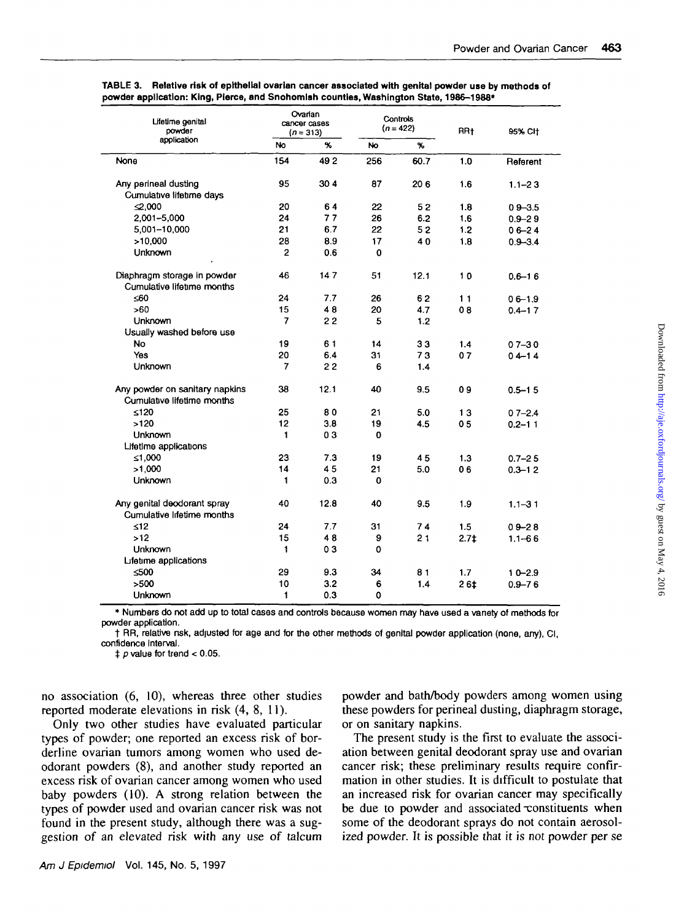**TABLE 3. Relative risk of epithelial ovarian cancer associated with genital powder use by methods of powder application: King, Pierce, and Snohomish counties, Washington State, 1986–1988***

| Lifetime genital powder application | Ovarian cancer cases (n = 313) | | Controls (n = 422) | | RR† | 95% CI† |
|---|---|---|---|---|---|---|
| | No | % | No | % | | |
| None | 154 | 49.2 | 256 | 60.7 | 1.0 | Referent |
| Any perineal dusting | 95 | 30.4 | 87 | 20.6 | 1.6 | 1.1–2.3 |
| Cumulative lifetime days | | | | | | |
| ≤2,000 | 20 | 6.4 | 22 | 5.2 | 1.8 | 0.9–3.5 |
| 2,001–5,000 | 24 | 7.7 | 26 | 6.2 | 1.6 | 0.9–2.9 |
| 5,001–10,000 | 21 | 6.7 | 22 | 5.2 | 1.2 | 0.6–2.4 |
| >10,000 | 28 | 8.9 | 17 | 4.0 | 1.8 | 0.9–3.4 |
| Unknown | 2 | 0.6 | 0 | | | |
| Diaphragm storage in powder | 46 | 14.7 | 51 | 12.1 | 1.0 | 0.6–1.6 |
| Cumulative lifetime months | | | | | | |
| ≤60 | 24 | 7.7 | 26 | 6.2 | 1.1 | 0.6–1.9 |
| >60 | 15 | 4.8 | 20 | 4.7 | 0.8 | 0.4–1.7 |
| Unknown | 7 | 2.2 | 5 | 1.2 | | |
| Usually washed before use | | | | | | |
| No | 19 | 6.1 | 14 | 3.3 | 1.4 | 0.7–3.0 |
| Yes | 20 | 6.4 | 31 | 7.3 | 0.7 | 0.4–1.4 |
| Unknown | 7 | 2.2 | 6 | 1.4 | | |
| Any powder on sanitary napkins | 38 | 12.1 | 40 | 9.5 | 0.9 | 0.5–1.5 |
| Cumulative lifetime months | | | | | | |
| ≤120 | 25 | 8.0 | 21 | 5.0 | 1.3 | 0.7–2.4 |
| >120 | 12 | 3.8 | 19 | 4.5 | 0.5 | 0.2–1.1 |
| Unknown | 1 | 0.3 | 0 | | | |
| Lifetime applications | | | | | | |
| ≤1,000 | 23 | 7.3 | 19 | 4.5 | 1.3 | 0.7–2.5 |
| >1,000 | 14 | 4.5 | 21 | 5.0 | 0.6 | 0.3–1.2 |
| Unknown | 1 | 0.3 | 0 | | | |
| Any genital deodorant spray | 40 | 12.8 | 40 | 9.5 | 1.9 | 1.1–3.1 |
| Cumulative lifetime months | | | | | | |
| ≤12 | 24 | 7.7 | 31 | 7.4 | 1.5 | 0.9–2.8 |
| >12 | 15 | 4.8 | 9 | 2.1 | 2.7‡ | 1.1–6.6 |
| Unknown | 1 | 0.3 | 0 | | | |
| Lifetime applications | | | | | | |
| ≤500 | 29 | 9.3 | 34 | 8.1 | 1.7 | 1.0–2.9 |
| >500 | 10 | 3.2 | 6 | 1.4 | 2.6‡ | 0.9–7.6 |
| Unknown | 1 | 0.3 | 0 | | | |

* Numbers do not add up to total cases and controls because women may have used a variety of methods for powder application.

† RR, relative risk, adjusted for age and for the other methods of genital powder application (none, any), CI, confidence interval.

‡ $p$ value for trend < 0.05.

no association (6, 10), whereas three other studies reported moderate elevations in risk (4, 8, 11).

Only two other studies have evaluated particular types of powder; one reported an excess risk of borderline ovarian tumors among women who used deodorant powders (8), and another study reported an excess risk of ovarian cancer among women who used baby powders (10). A strong relation between the types of powder used and ovarian cancer risk was not found in the present study, although there was a suggestion of an elevated risk with any use of talcum powder and bath/body powders among women using these powders for perineal dusting, diaphragm storage, or on sanitary napkins.

The present study is the first to evaluate the association between genital deodorant spray use and ovarian cancer risk; these preliminary results require confirmation in other studies. It is difficult to postulate that an increased risk for ovarian cancer may specifically be due to powder and associated constituents when some of the deodorant sprays do not contain aerosolized powder. It is possible that it is not powder per se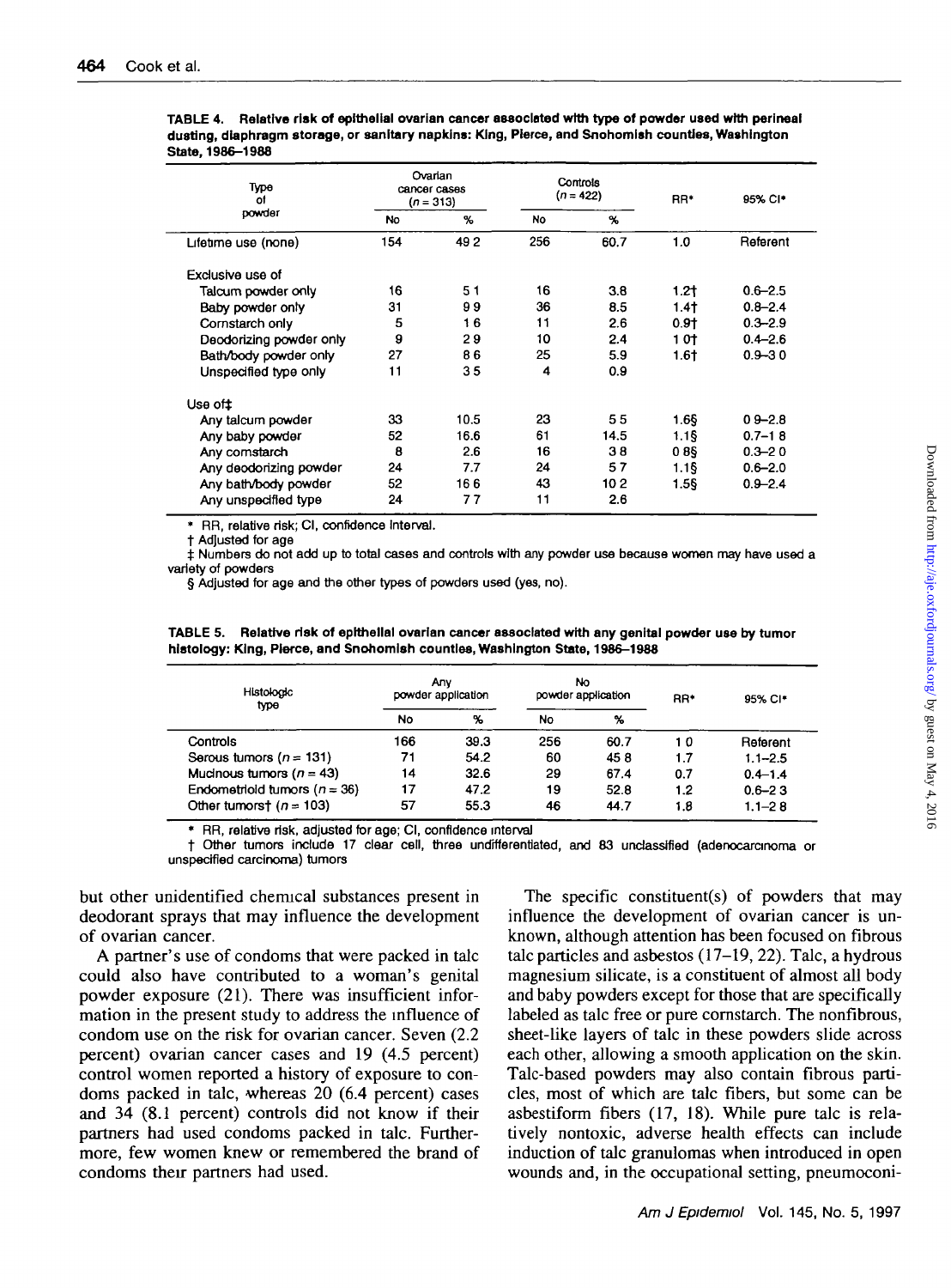**TABLE 4. Relative risk of epithelial ovarian cancer associated with type of powder used with perineal dusting, diaphragm storage, or sanitary napkins: King, Pierce, and Snohomish counties, Washington State, 1986–1988**

| Type of powder | Ovarian cancer cases (n = 313) | | Controls (n = 422) | | RR* | 95% CI* |
|---|---|---|---|---|---|---|
| | No | % | No | % | | |
| Lifetime use (none) | 154 | 49.2 | 256 | 60.7 | 1.0 | Referent |
| Exclusive use of | | | | | | |
| Talcum powder only | 16 | 5.1 | 16 | 3.8 | 1.2† | 0.6–2.5 |
| Baby powder only | 31 | 9.9 | 36 | 8.5 | 1.4† | 0.8–2.4 |
| Cornstarch only | 5 | 1.6 | 11 | 2.6 | 0.9† | 0.3–2.9 |
| Deodorizing powder only | 9 | 2.9 | 10 | 2.4 | 1.0† | 0.4–2.6 |
| Bath/body powder only | 27 | 8.6 | 25 | 5.9 | 1.6† | 0.9–3.0 |
| Unspecified type only | 11 | 3.5 | 4 | 0.9 | | |
| Use of‡ | | | | | | |
| Any talcum powder | 33 | 10.5 | 23 | 5.5 | 1.6§ | 0.9–2.8 |
| Any baby powder | 52 | 16.6 | 61 | 14.5 | 1.1§ | 0.7–1.8 |
| Any cornstarch | 8 | 2.6 | 16 | 3.8 | 0.8§ | 0.3–2.0 |
| Any deodorizing powder | 24 | 7.7 | 24 | 5.7 | 1.1§ | 0.6–2.0 |
| Any bath/body powder | 52 | 16.6 | 43 | 10.2 | 1.5§ | 0.9–2.4 |
| Any unspecified type | 24 | 7.7 | 11 | 2.6 | | |

\* RR, relative risk; CI, confidence interval.

† Adjusted for age

‡ Numbers do not add up to total cases and controls with any powder use because women may have used a variety of powders

§ Adjusted for age and the other types of powders used (yes, no).

**TABLE 5. Relative risk of epithelial ovarian cancer associated with any genital powder use by tumor histology: King, Pierce, and Snohomish counties, Washington State, 1986–1988**

| Histologic type | Any powder application | | No powder application | | RR* | 95% CI* |
|---|---|---|---|---|---|---|
| | No | % | No | % | | |
| Controls | 166 | 39.3 | 256 | 60.7 | 1.0 | Referent |
| Serous tumors (n = 131) | 71 | 54.2 | 60 | 45.8 | 1.7 | 1.1–2.5 |
| Mucinous tumors (n = 43) | 14 | 32.6 | 29 | 67.4 | 0.7 | 0.4–1.4 |
| Endometrioid tumors (n = 36) | 17 | 47.2 | 19 | 52.8 | 1.2 | 0.6–2.3 |
| Other tumors† (n = 103) | 57 | 55.3 | 46 | 44.7 | 1.8 | 1.1–2.8 |

\* RR, relative risk, adjusted for age; CI, confidence interval

† Other tumors include 17 clear cell, three undifferentiated, and 83 unclassified (adenocarcinoma or unspecified carcinoma) tumors

but other unidentified chemical substances present in deodorant sprays that may influence the development of ovarian cancer.

A partner's use of condoms that were packed in talc could also have contributed to a woman's genital powder exposure (21). There was insufficient information in the present study to address the influence of condom use on the risk for ovarian cancer. Seven (2.2 percent) ovarian cancer cases and 19 (4.5 percent) control women reported a history of exposure to condoms packed in talc, whereas 20 (6.4 percent) cases and 34 (8.1 percent) controls did not know if their partners had used condoms packed in talc. Furthermore, few women knew or remembered the brand of condoms their partners had used.

The specific constituent(s) of powders that may influence the development of ovarian cancer is unknown, although attention has been focused on fibrous talc particles and asbestos (17–19, 22). Talc, a hydrous magnesium silicate, is a constituent of almost all body and baby powders except for those that are specifically labeled as talc free or pure cornstarch. The nonfibrous, sheet-like layers of talc in these powders slide across each other, allowing a smooth application on the skin. Talc-based powders may also contain fibrous particles, most of which are talc fibers, but some can be asbestiform fibers (17, 18). While pure talc is relatively nontoxic, adverse health effects can include induction of talc granulomas when introduced in open wounds and, in the occupational setting, pneumoconi-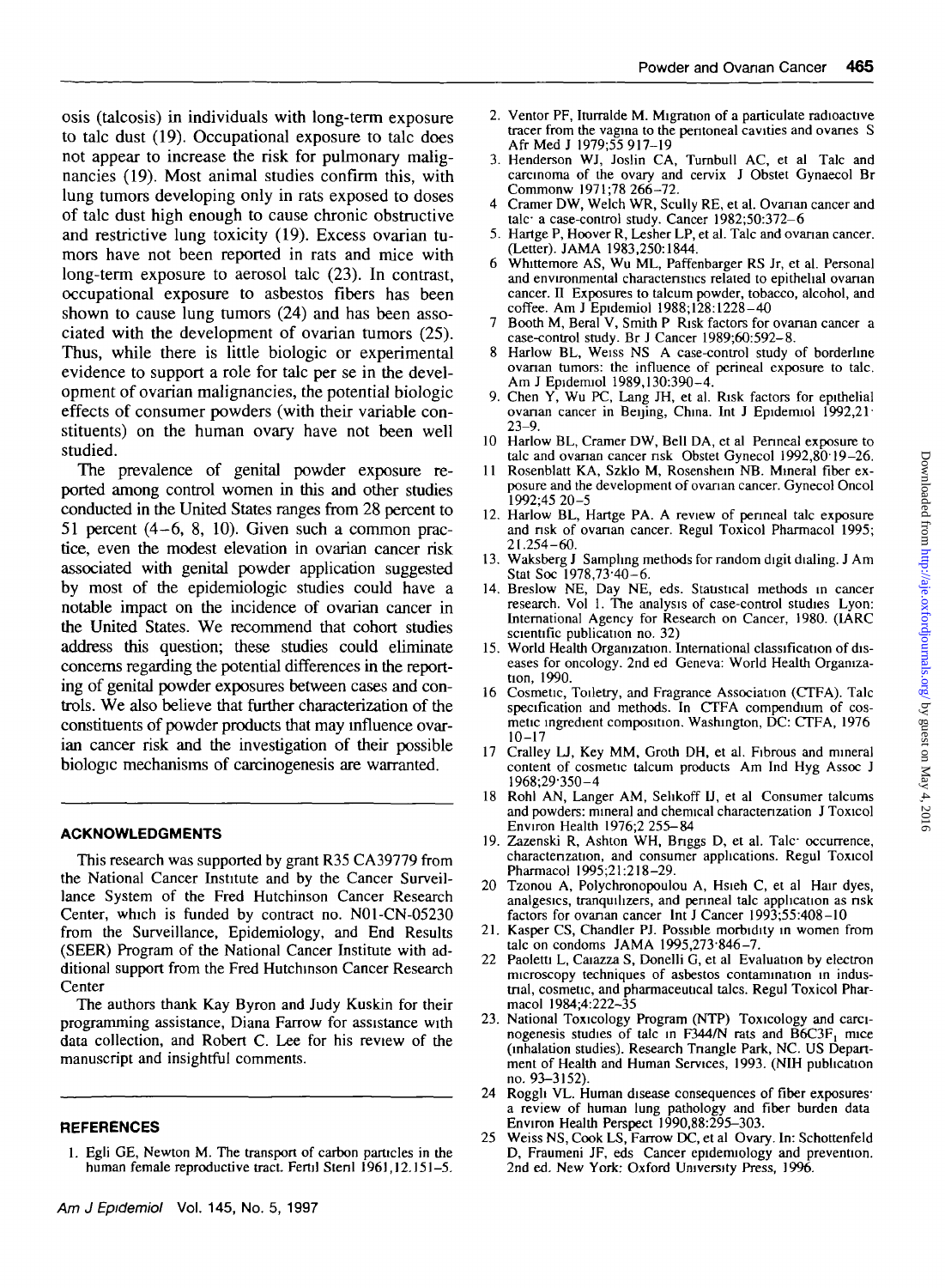osis (talcosis) in individuals with long-term exposure to talc dust (19). Occupational exposure to talc does not appear to increase the risk for pulmonary malignancies (19). Most animal studies confirm this, with lung tumors developing only in rats exposed to doses of talc dust high enough to cause chronic obstructive and restrictive lung toxicity (19). Excess ovarian tumors have not been reported in rats and mice with long-term exposure to aerosol talc (23). In contrast, occupational exposure to asbestos fibers has been shown to cause lung tumors (24) and has been associated with the development of ovarian tumors (25). Thus, while there is little biologic or experimental evidence to support a role for talc per se in the development of ovarian malignancies, the potential biologic effects of consumer powders (with their variable constituents) on the human ovary have not been well studied.

The prevalence of genital powder exposure reported among control women in this and other studies conducted in the United States ranges from 28 percent to 51 percent (4–6, 8, 10). Given such a common practice, even the modest elevation in ovarian cancer risk associated with genital powder application suggested by most of the epidemiologic studies could have a notable impact on the incidence of ovarian cancer in the United States. We recommend that cohort studies address this question; these studies could eliminate concerns regarding the potential differences in the reporting of genital powder exposures between cases and controls. We also believe that further characterization of the constituents of powder products that may influence ovarian cancer risk and the investigation of their possible biologic mechanisms of carcinogenesis are warranted.

## ACKNOWLEDGMENTS

This research was supported by grant R35 CA39779 from the National Cancer Institute and by the Cancer Surveillance System of the Fred Hutchinson Cancer Research Center, which is funded by contract no. N01-CN-05230 from the Surveillance, Epidemiology, and End Results (SEER) Program of the National Cancer Institute with additional support from the Fred Hutchinson Cancer Research Center.

The authors thank Kay Byron and Judy Kuskin for their programming assistance, Diana Farrow for assistance with data collection, and Robert C. Lee for his review of the manuscript and insightful comments.

## REFERENCES

1. Egli GE, Newton M. The transport of carbon particles in the human female reproductive tract. Fertil Steril 1961;12:151–5.
2. Ventor PF, Iturralde M. Migration of a particulate radioactive tracer from the vagina to the peritoneal cavities and ovaries. S Afr Med J 1979;55:917–19.
3. Henderson WJ, Joslin CA, Turnbull AC, et al. Talc and carcinoma of the ovary and cervix. J Obstet Gynaecol Br Commonw 1971;78:266–72.
4. Cramer DW, Welch WR, Scully RE, et al. Ovarian cancer and talc: a case-control study. Cancer 1982;50:372–6.
5. Hartge P, Hoover R, Lesher LP, et al. Talc and ovarian cancer. (Letter). JAMA 1983;250:1844.
6. Whittemore AS, Wu ML, Paffenbarger RS Jr, et al. Personal and environmental characteristics related to epithelial ovarian cancer. II. Exposures to talcum powder, tobacco, alcohol, and coffee. Am J Epidemiol 1988;128:1228–40.
7. Booth M, Beral V, Smith P. Risk factors for ovarian cancer: a case-control study. Br J Cancer 1989;60:592–8.
8. Harlow BL, Weiss NS. A case-control study of borderline ovarian tumors: the influence of perineal exposure to talc. Am J Epidemiol 1989;130:390–4.
9. Chen Y, Wu PC, Lang JH, et al. Risk factors for epithelial ovarian cancer in Beijing, China. Int J Epidemiol 1992;21:23–9.
10. Harlow BL, Cramer DW, Bell DA, et al. Perineal exposure to talc and ovarian cancer risk. Obstet Gynecol 1992;80:19–26.
11. Rosenblatt KA, Szklo M, Rosenshein NB. Mineral fiber exposure and the development of ovarian cancer. Gynecol Oncol 1992;45:20–5.
12. Harlow BL, Hartge PA. A review of perineal talc exposure and risk of ovarian cancer. Regul Toxicol Pharmacol 1995;21:254–60.
13. Waksberg J. Sampling methods for random digit dialing. J Am Stat Soc 1978;73:40–6.
14. Breslow NE, Day NE, eds. Statistical methods in cancer research. Vol 1. The analysis of case-control studies. Lyon: International Agency for Research on Cancer, 1980. (IARC scientific publication no. 32).
15. World Health Organization. International classification of diseases for oncology. 2nd ed. Geneva: World Health Organization, 1990.
16. Cosmetic, Toiletry, and Fragrance Association (CTFA). Talc specification and methods. In: CTFA compendium of cosmetic ingredient composition. Washington, DC: CTFA, 1976:10–17.
17. Cralley LJ, Key MM, Groth DH, et al. Fibrous and mineral content of cosmetic talcum products. Am Ind Hyg Assoc J 1968;29:350–4.
18. Rohl AN, Langer AM, Selikoff IJ, et al. Consumer talcums and powders: mineral and chemical characterization. J Toxicol Environ Health 1976;2:255–84.
19. Zazenski R, Ashton WH, Briggs D, et al. Talc: occurrence, characterization, and consumer applications. Regul Toxicol Pharmacol 1995;21:218–29.
20. Tzonou A, Polychronopoulou A, Hsieh C, et al. Hair dyes, analgesics, tranquilizers, and perineal talc application as risk factors for ovarian cancer. Int J Cancer 1993;55:408–10.
21. Kasper CS, Chandler PJ. Possible morbidity in women from talc on condoms. JAMA 1995;273:846–7.
22. Paoletti L, Caiazza S, Donelli G, et al. Evaluation by electron microscopy techniques of asbestos contamination in industrial, cosmetic, and pharmaceutical talcs. Regul Toxicol Pharmacol 1984;4:222–35.
23. National Toxicology Program (NTP). Toxicology and carcinogenesis studies of talc in F344/N rats and $B6C3F_1$ mice (inhalation studies). Research Triangle Park, NC: US Department of Health and Human Services, 1993. (NIH publication no. 93-3152).
24. Roggli VL. Human disease consequences of fiber exposures: a review of human lung pathology and fiber burden data. Environ Health Perspect 1990;88:295–303.
25. Weiss NS, Cook LS, Farrow DC, et al. Ovary. In: Schottenfeld D, Fraumeni JF, eds. Cancer epidemiology and prevention. 2nd ed. New York: Oxford University Press, 1996.